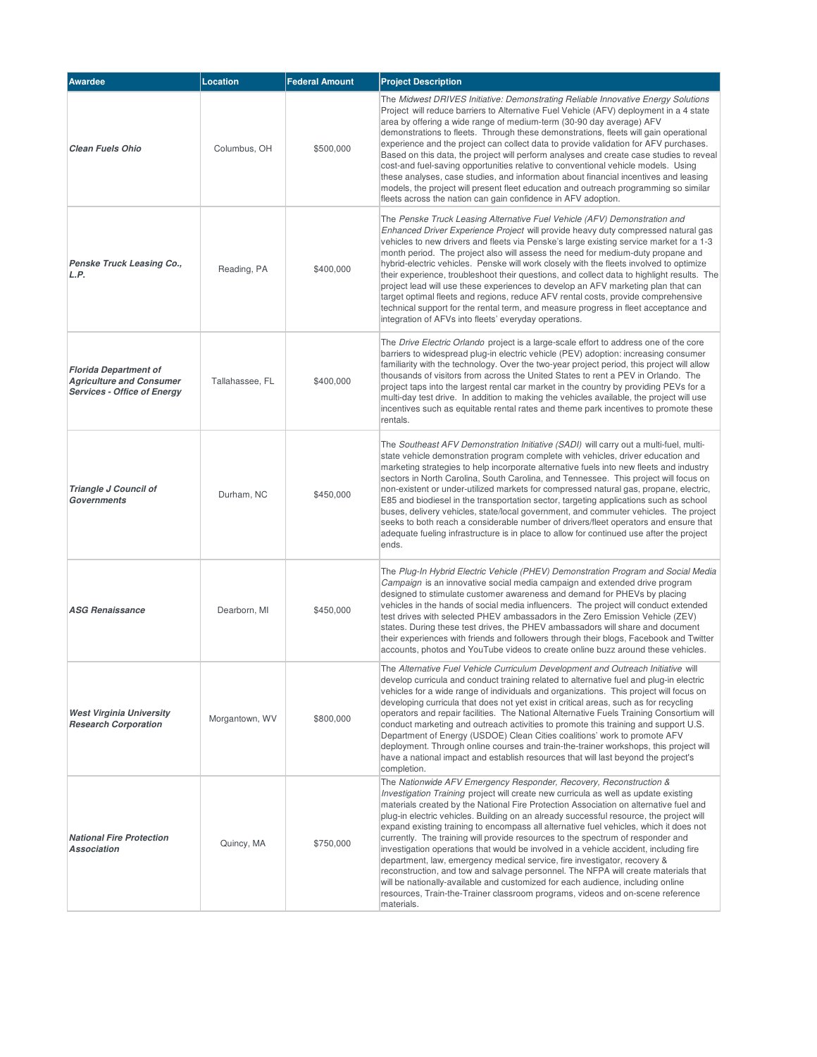| Awardee | Location | Federal Amount | Project Description |
| --- | --- | --- | --- |
| ***Clean Fuels Ohio*** | Columbus, OH | $500,000 | The *Midwest DRIVES Initiative: Demonstrating Reliable Innovative Energy Solutions Project* will reduce barriers to Alternative Fuel Vehicle (AFV) deployment in a 4 state area by offering a wide range of medium-term (30-90 day average) AFV demonstrations to fleets. Through these demonstrations, fleets will gain operational experience and the project can collect data to provide validation for AFV purchases. Based on this data, the project will perform analyses and create case studies to reveal cost-and fuel-saving opportunities relative to conventional vehicle models. Using these analyses, case studies, and information about financial incentives and leasing models, the project will present fleet education and outreach programming so similar fleets across the nation can gain confidence in AFV adoption. |
| ***Penske Truck Leasing Co., L.P.*** | Reading, PA | $400,000 | The *Penske Truck Leasing Alternative Fuel Vehicle (AFV) Demonstration and Enhanced Driver Experience Project* will provide heavy duty compressed natural gas vehicles to new drivers and fleets via Penske's large existing service market for a 1-3 month period. The project also will assess the need for medium-duty propane and hybrid-electric vehicles. Penske will work closely with the fleets involved to optimize their experience, troubleshoot their questions, and collect data to highlight results. The project lead will use these experiences to develop an AFV marketing plan that can target optimal fleets and regions, reduce AFV rental costs, provide comprehensive technical support for the rental term, and measure progress in fleet acceptance and integration of AFVs into fleets' everyday operations. |
| ***Florida Department of Agriculture and Consumer Services - Office of Energy*** | Tallahassee, FL | $400,000 | The *Drive Electric Orlando* project is a large-scale effort to address one of the core barriers to widespread plug-in electric vehicle (PEV) adoption: increasing consumer familiarity with the technology. Over the two-year project period, this project will allow thousands of visitors from across the United States to rent a PEV in Orlando. The project taps into the largest rental car market in the country by providing PEVs for a multi-day test drive. In addition to making the vehicles available, the project will use incentives such as equitable rental rates and theme park incentives to promote these rentals. |
| ***Triangle J Council of Governments*** | Durham, NC | $450,000 | The *Southeast AFV Demonstration Initiative (SADI)* will carry out a multi-fuel, multi-state vehicle demonstration program complete with vehicles, driver education and marketing strategies to help incorporate alternative fuels into new fleets and industry sectors in North Carolina, South Carolina, and Tennessee. This project will focus on non-existent or under-utilized markets for compressed natural gas, propane, electric, E85 and biodiesel in the transportation sector, targeting applications such as school buses, delivery vehicles, state/local government, and commuter vehicles. The project seeks to both reach a considerable number of drivers/fleet operators and ensure that adequate fueling infrastructure is in place to allow for continued use after the project ends. |
| ***ASG Renaissance*** | Dearborn, MI | $450,000 | The *Plug-In Hybrid Electric Vehicle (PHEV) Demonstration Program and Social Media Campaign* is an innovative social media campaign and extended drive program designed to stimulate customer awareness and demand for PHEVs by placing vehicles in the hands of social media influencers. The project will conduct extended test drives with selected PHEV ambassadors in the Zero Emission Vehicle (ZEV) states. During these test drives, the PHEV ambassadors will share and document their experiences with friends and followers through their blogs, Facebook and Twitter accounts, photos and YouTube videos to create online buzz around these vehicles. |
| ***West Virginia University Research Corporation*** | Morgantown, WV | $800,000 | The *Alternative Fuel Vehicle Curriculum Development and Outreach Initiative* will develop curricula and conduct training related to alternative fuel and plug-in electric vehicles for a wide range of individuals and organizations. This project will focus on developing curricula that does not yet exist in critical areas, such as for recycling operators and repair facilities. The National Alternative Fuels Training Consortium will conduct marketing and outreach activities to promote this training and support U.S. Department of Energy (USDOE) Clean Cities coalitions' work to promote AFV deployment. Through online courses and train-the-trainer workshops, this project will have a national impact and establish resources that will last beyond the project's completion. |
| ***National Fire Protection Association*** | Quincy, MA | $750,000 | The *Nationwide AFV Emergency Responder, Recovery, Reconstruction & Investigation Training* project will create new curricula as well as update existing materials created by the National Fire Protection Association on alternative fuel and plug-in electric vehicles. Building on an already successful resource, the project will expand existing training to encompass all alternative fuel vehicles, which it does not currently. The training will provide resources to the spectrum of responder and investigation operations that would be involved in a vehicle accident, including fire department, law, emergency medical service, fire investigator, recovery & reconstruction, and tow and salvage personnel. The NFPA will create materials that will be nationally-available and customized for each audience, including online resources, Train-the-Trainer classroom programs, videos and on-scene reference materials. |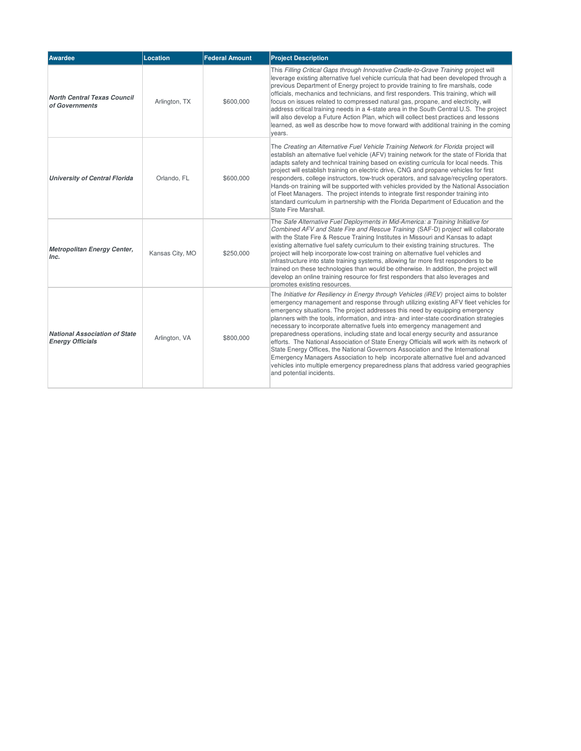| Awardee | Location | Federal Amount | Project Description |
| --- | --- | --- | --- |
| ***North Central Texas Council of Governments*** | Arlington, TX | $600,000 | This *Filling Critical Gaps through Innovative Cradle-to-Grave Training* project will leverage existing alternative fuel vehicle curricula that had been developed through a previous Department of Energy project to provide training to fire marshals, code officials, mechanics and technicians, and first responders. This training, which will focus on issues related to compressed natural gas, propane, and electricity, will address critical training needs in a 4-state area in the South Central U.S. The project will also develop a Future Action Plan, which will collect best practices and lessons learned, as well as describe how to move forward with additional training in the coming years. |
| ***University of Central Florida*** | Orlando, FL | $600,000 | The *Creating an Alternative Fuel Vehicle Training Network for Florida* project will establish an alternative fuel vehicle (AFV) training network for the state of Florida that adapts safety and technical training based on existing curricula for local needs. This project will establish training on electric drive, CNG and propane vehicles for first responders, college instructors, tow-truck operators, and salvage/recycling operators. Hands-on training will be supported with vehicles provided by the National Association of Fleet Managers. The project intends to integrate first responder training into standard curriculum in partnership with the Florida Department of Education and the State Fire Marshall. |
| ***Metropolitan Energy Center, Inc.*** | Kansas City, MO | $250,000 | The *Safe Alternative Fuel Deployments in Mid-America: a Training Initiative for Combined AFV and State Fire and Rescue Training* (SAF-D) p*roject* will collaborate with the State Fire & Rescue Training Institutes in Missouri and Kansas to adapt existing alternative fuel safety curriculum to their existing training structures. The project will help incorporate low-cost training on alternative fuel vehicles and infrastructure into state training systems, allowing far more first responders to be trained on these technologies than would be otherwise. In addition, the project will develop an online training resource for first responders that also leverages and promotes existing resources. |
| ***National Association of State Energy Officials*** | Arlington, VA | $800,000 | The *Initiative for Resiliency in Energy through Vehicles (iREV)* project aims to bolster emergency management and response through utilizing existing AFV fleet vehicles for emergency situations. The project addresses this need by equipping emergency planners with the tools, information, and intra- and inter-state coordination strategies necessary to incorporate alternative fuels into emergency management and preparedness operations, including state and local energy security and assurance efforts. The National Association of State Energy Officials will work with its network of State Energy Offices, the National Governors Association and the International Emergency Managers Association to help incorporate alternative fuel and advanced vehicles into multiple emergency preparedness plans that address varied geographies and potential incidents. |